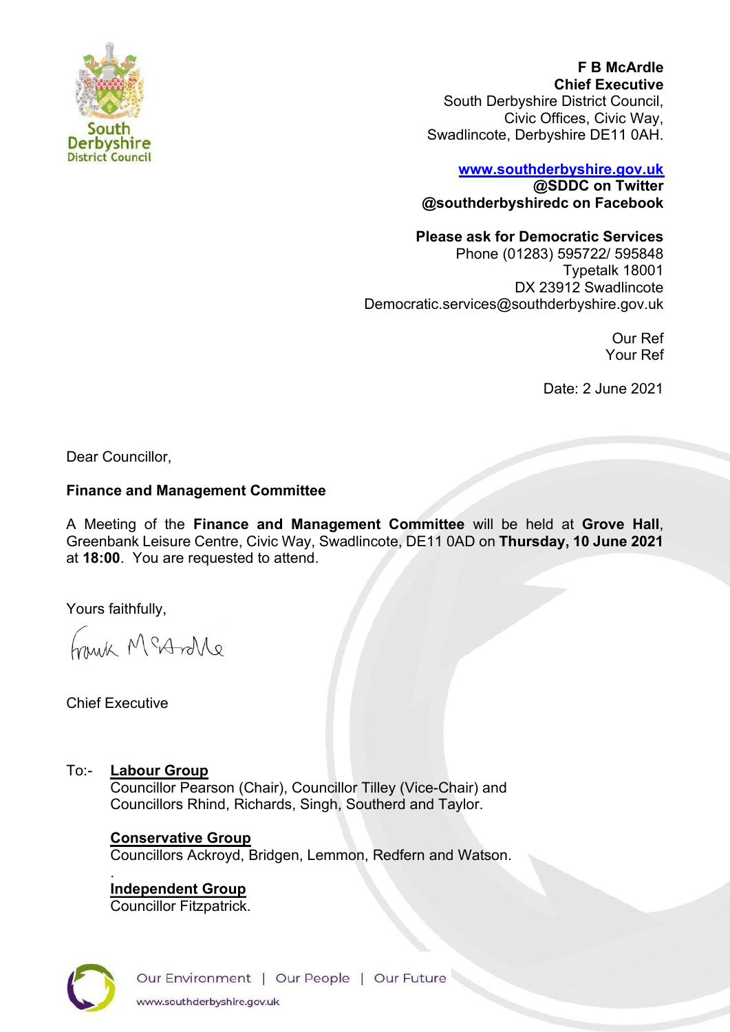South Derbyshire District Council

**F B McArdle**
**Chief Executive**
South Derbyshire District Council,
Civic Offices, Civic Way,
Swadlincote, Derbyshire DE11 0AH.

**www.southderbyshire.gov.uk**
**@SDDC on Twitter**
**@southderbyshiredc on Facebook**

**Please ask for Democratic Services**
Phone (01283) 595722/ 595848
Typetalk 18001
DX 23912 Swadlincote
Democratic.services@southderbyshire.gov.uk

Our Ref
Your Ref

Date: 2 June 2021

Dear Councillor,

**Finance and Management Committee**

A Meeting of the **Finance and Management Committee** will be held at **Grove Hall**, Greenbank Leisure Centre, Civic Way, Swadlincote, DE11 0AD on **Thursday, 10 June 2021** at **18:00**. You are requested to attend.

Yours faithfully,

Frank McArdle

Chief Executive

To:-

**Labour Group**
Councillor Pearson (Chair), Councillor Tilley (Vice-Chair) and Councillors Rhind, Richards, Singh, Southerd and Taylor.

**Conservative Group**
Councillors Ackroyd, Bridgen, Lemmon, Redfern and Watson.

**Independent Group**
Councillor Fitzpatrick.

Our Environment | Our People | Our Future
www.southderbyshire.gov.uk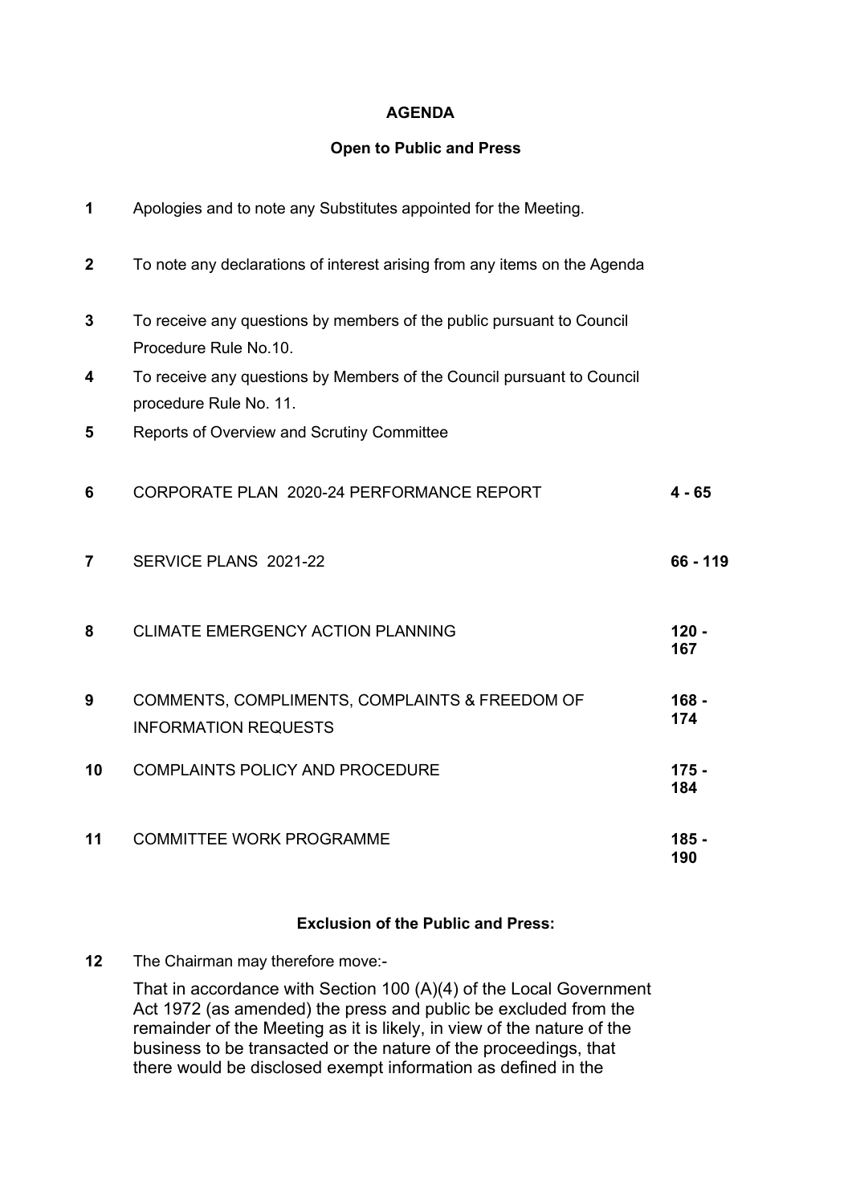# AGENDA

## Open to Public and Press

| | | |
|---|---|---|
| **1** | Apologies and to note any Substitutes appointed for the Meeting. | |
| **2** | To note any declarations of interest arising from any items on the Agenda | |
| **3** | To receive any questions by members of the public pursuant to Council Procedure Rule No.10. | |
| **4** | To receive any questions by Members of the Council pursuant to Council procedure Rule No. 11. | |
| **5** | Reports of Overview and Scrutiny Committee | |
| **6** | CORPORATE PLAN 2020-24 PERFORMANCE REPORT | **4 - 65** |
| **7** | SERVICE PLANS 2021-22 | **66 - 119** |
| **8** | CLIMATE EMERGENCY ACTION PLANNING | **120 - 167** |
| **9** | COMMENTS, COMPLIMENTS, COMPLAINTS & FREEDOM OF INFORMATION REQUESTS | **168 - 174** |
| **10** | COMPLAINTS POLICY AND PROCEDURE | **175 - 184** |
| **11** | COMMITTEE WORK PROGRAMME | **185 - 190** |

## Exclusion of the Public and Press:

**12** The Chairman may therefore move:-

That in accordance with Section 100 (A)(4) of the Local Government Act 1972 (as amended) the press and public be excluded from the remainder of the Meeting as it is likely, in view of the nature of the business to be transacted or the nature of the proceedings, that there would be disclosed exempt information as defined in the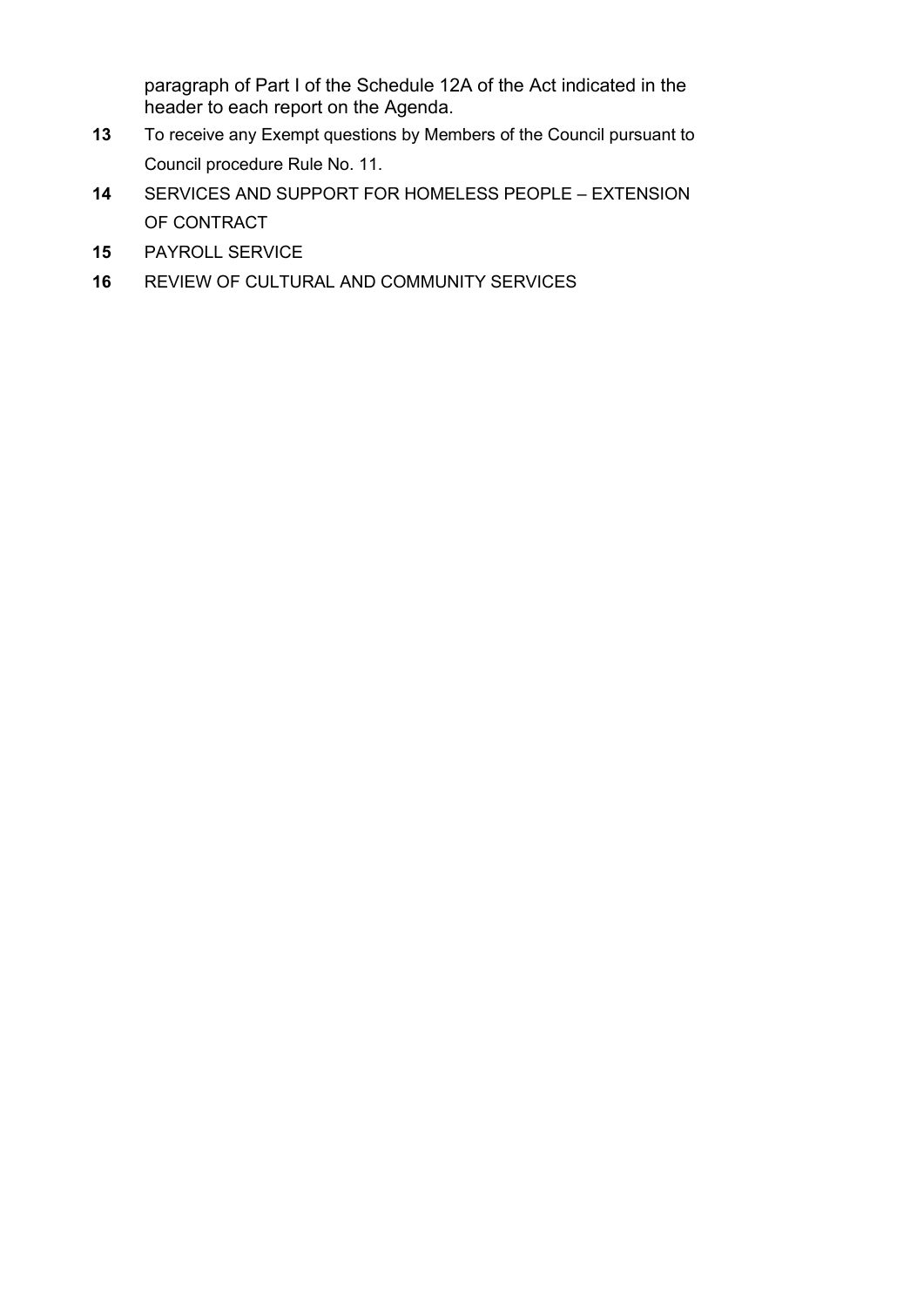paragraph of Part I of the Schedule 12A of the Act indicated in the header to each report on the Agenda.

**13** To receive any Exempt questions by Members of the Council pursuant to Council procedure Rule No. 11.

**14** SERVICES AND SUPPORT FOR HOMELESS PEOPLE – EXTENSION OF CONTRACT

**15** PAYROLL SERVICE

**16** REVIEW OF CULTURAL AND COMMUNITY SERVICES